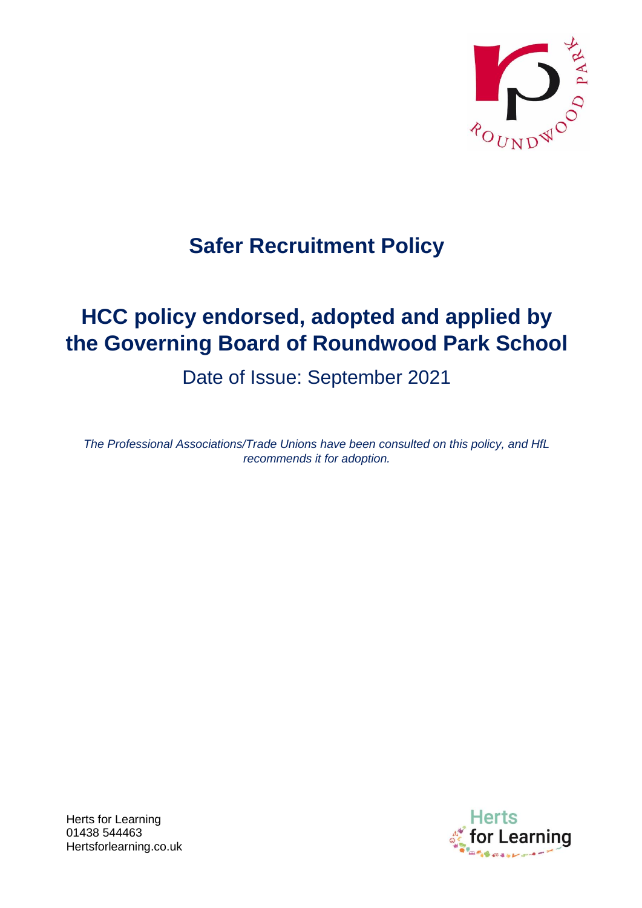# Safer Recruitment Policy

## HCC policy endorsed, adopted and applied by the Governing Board of Roundwood Park School

Date of Issue: September 2021

*The Professional Associations/Trade Unions have been consulted on this policy, and HfL recommends it for adoption.*

Herts for Learning
01438 544463
Hertsforlearning.co.uk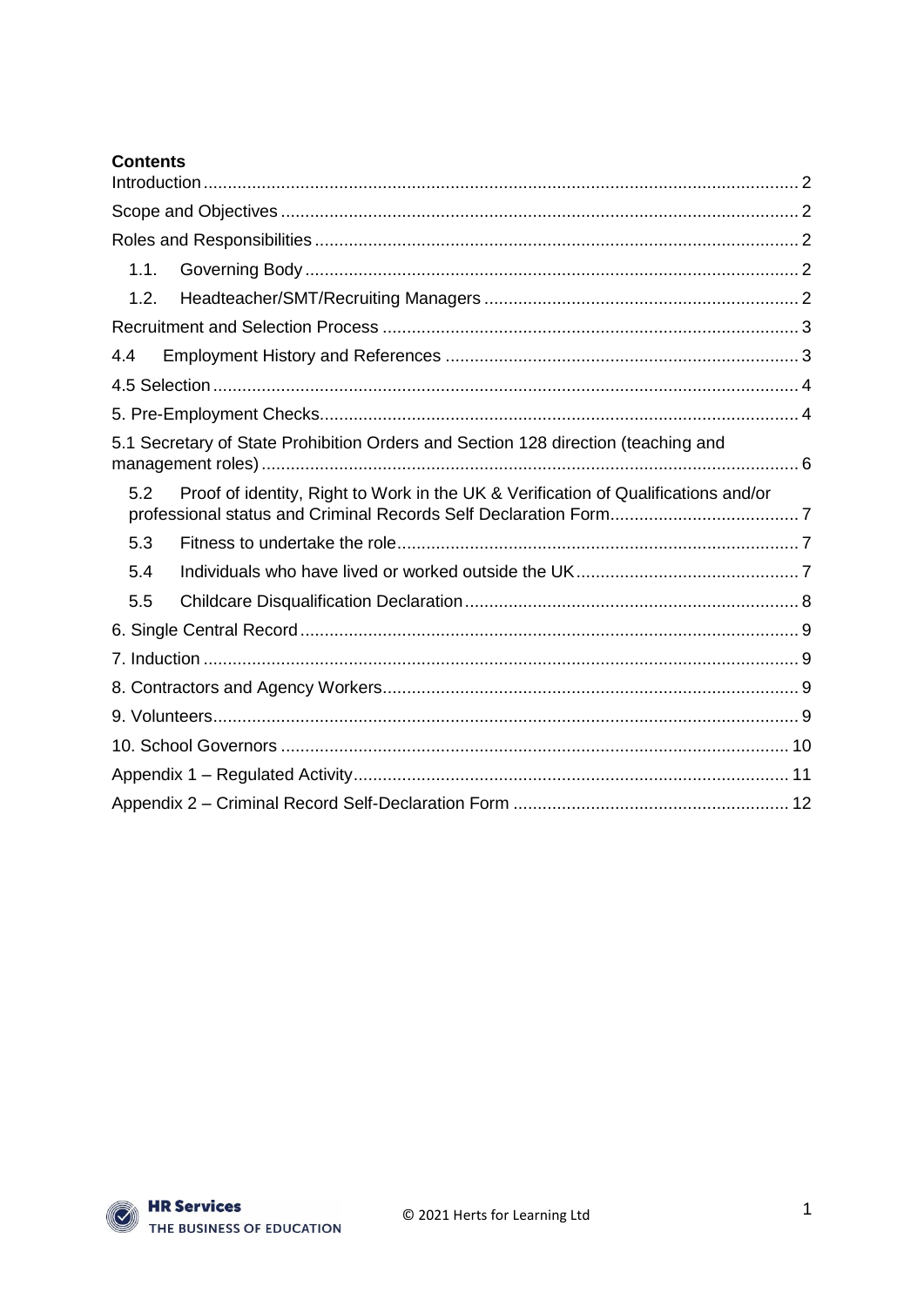**Contents**

Introduction ..... 2

Scope and Objectives ..... 2

Roles and Responsibilities ..... 2

- 1.1. Governing Body ..... 2
- 1.2. Headteacher/SMT/Recruiting Managers ..... 2

Recruitment and Selection Process ..... 3

4.4 Employment History and References ..... 3

4.5 Selection ..... 4

5. Pre-Employment Checks ..... 4

5.1 Secretary of State Prohibition Orders and Section 128 direction (teaching and management roles) ..... 6

- 5.2 Proof of identity, Right to Work in the UK & Verification of Qualifications and/or professional status and Criminal Records Self Declaration Form ..... 7
- 5.3 Fitness to undertake the role ..... 7
- 5.4 Individuals who have lived or worked outside the UK ..... 7
- 5.5 Childcare Disqualification Declaration ..... 8

6. Single Central Record ..... 9

7. Induction ..... 9

8. Contractors and Agency Workers ..... 9

9. Volunteers ..... 9

10. School Governors ..... 10

Appendix 1 – Regulated Activity ..... 11

Appendix 2 – Criminal Record Self-Declaration Form ..... 12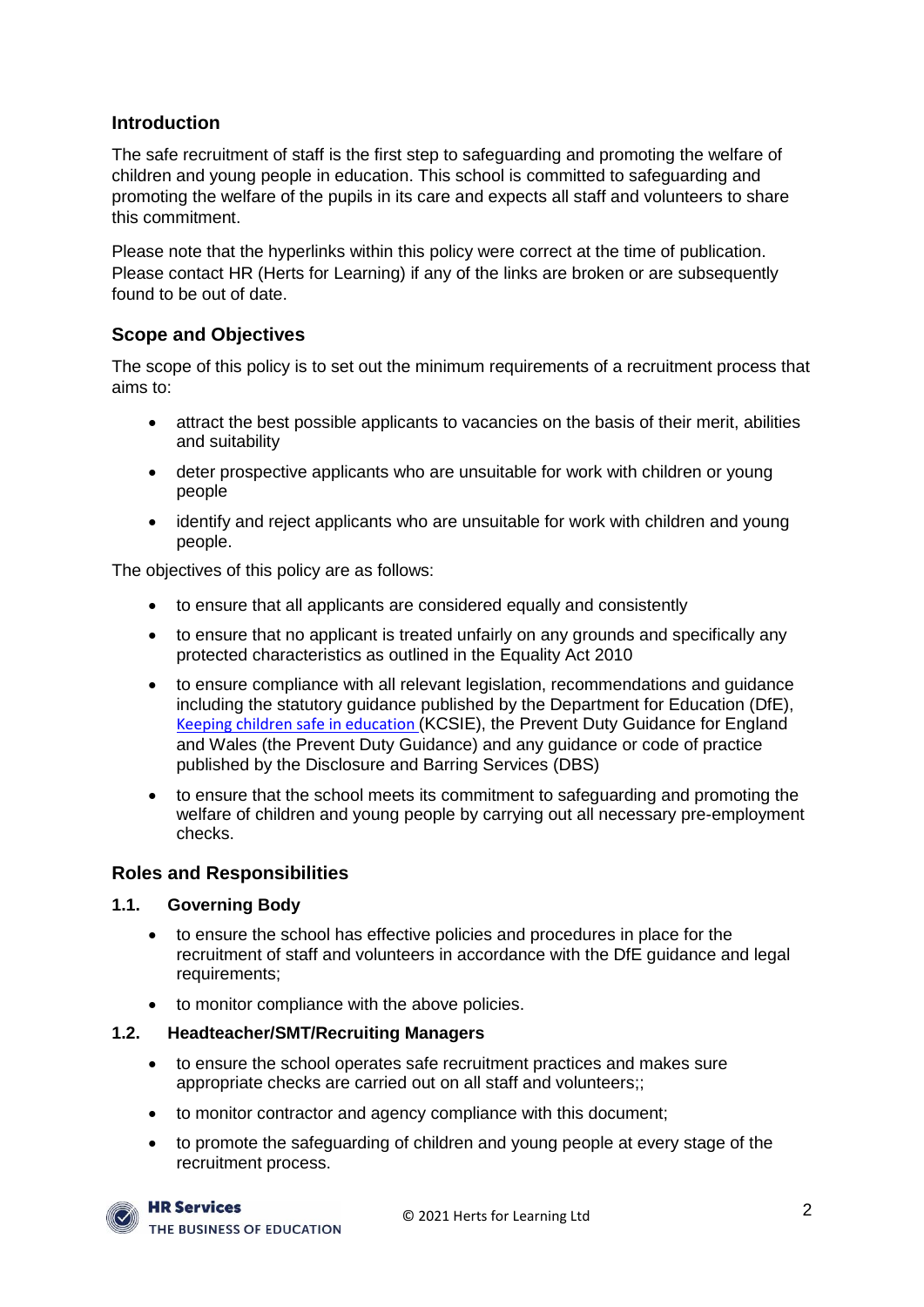## Introduction

The safe recruitment of staff is the first step to safeguarding and promoting the welfare of children and young people in education. This school is committed to safeguarding and promoting the welfare of the pupils in its care and expects all staff and volunteers to share this commitment.

Please note that the hyperlinks within this policy were correct at the time of publication. Please contact HR (Herts for Learning) if any of the links are broken or are subsequently found to be out of date.

## Scope and Objectives

The scope of this policy is to set out the minimum requirements of a recruitment process that aims to:

- attract the best possible applicants to vacancies on the basis of their merit, abilities and suitability
- deter prospective applicants who are unsuitable for work with children or young people
- identify and reject applicants who are unsuitable for work with children and young people.

The objectives of this policy are as follows:

- to ensure that all applicants are considered equally and consistently
- to ensure that no applicant is treated unfairly on any grounds and specifically any protected characteristics as outlined in the Equality Act 2010
- to ensure compliance with all relevant legislation, recommendations and guidance including the statutory guidance published by the Department for Education (DfE), Keeping children safe in education (KCSIE), the Prevent Duty Guidance for England and Wales (the Prevent Duty Guidance) and any guidance or code of practice published by the Disclosure and Barring Services (DBS)
- to ensure that the school meets its commitment to safeguarding and promoting the welfare of children and young people by carrying out all necessary pre-employment checks.

## Roles and Responsibilities

### 1.1. Governing Body

- to ensure the school has effective policies and procedures in place for the recruitment of staff and volunteers in accordance with the DfE guidance and legal requirements;
- to monitor compliance with the above policies.

### 1.2. Headteacher/SMT/Recruiting Managers

- to ensure the school operates safe recruitment practices and makes sure appropriate checks are carried out on all staff and volunteers;;
- to monitor contractor and agency compliance with this document;
- to promote the safeguarding of children and young people at every stage of the recruitment process.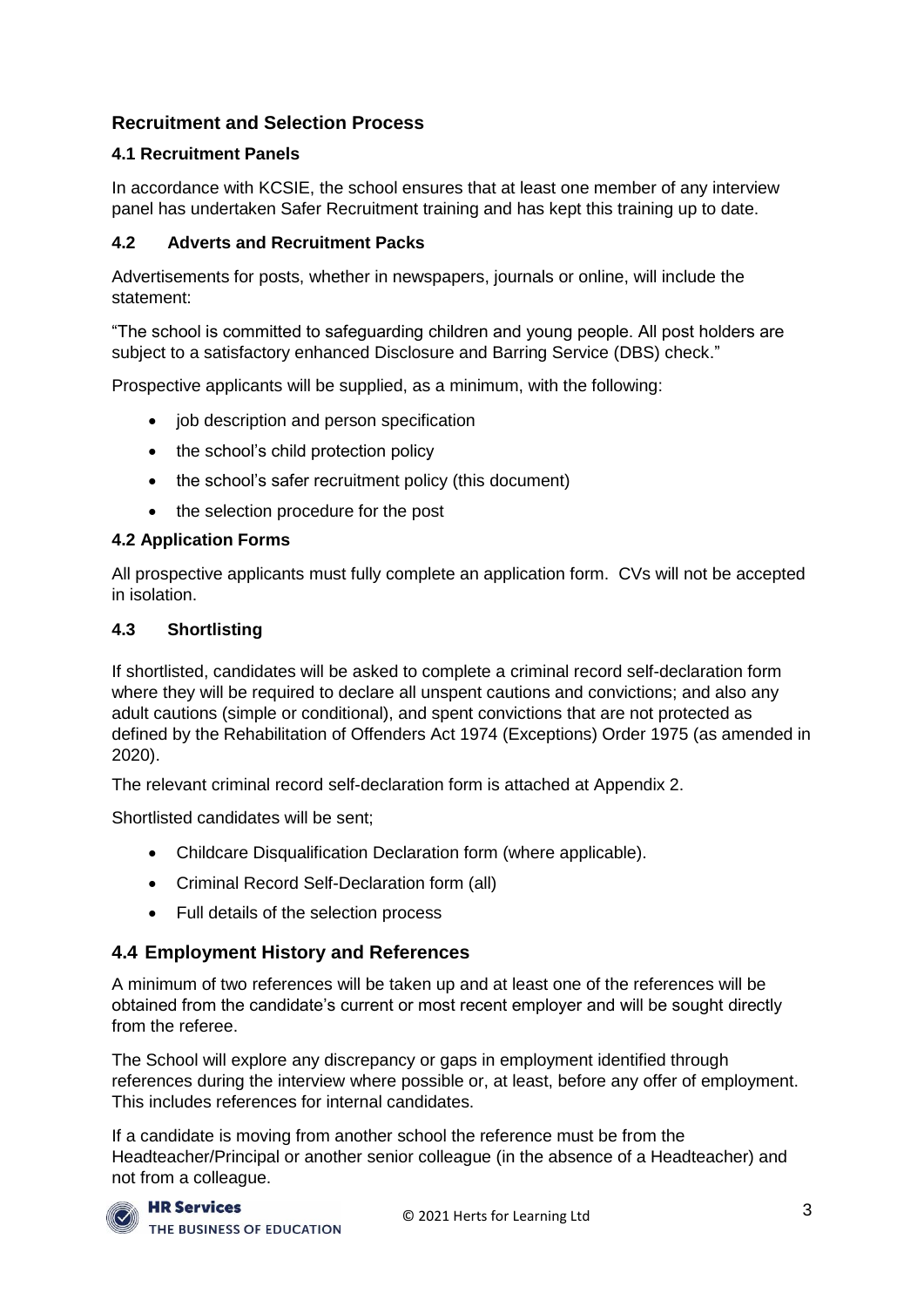## Recruitment and Selection Process

### 4.1 Recruitment Panels

In accordance with KCSIE, the school ensures that at least one member of any interview panel has undertaken Safer Recruitment training and has kept this training up to date.

### 4.2 Adverts and Recruitment Packs

Advertisements for posts, whether in newspapers, journals or online, will include the statement:

"The school is committed to safeguarding children and young people. All post holders are subject to a satisfactory enhanced Disclosure and Barring Service (DBS) check."

Prospective applicants will be supplied, as a minimum, with the following:

- job description and person specification
- the school's child protection policy
- the school's safer recruitment policy (this document)
- the selection procedure for the post

### 4.2 Application Forms

All prospective applicants must fully complete an application form. CVs will not be accepted in isolation.

### 4.3 Shortlisting

If shortlisted, candidates will be asked to complete a criminal record self-declaration form where they will be required to declare all unspent cautions and convictions; and also any adult cautions (simple or conditional), and spent convictions that are not protected as defined by the Rehabilitation of Offenders Act 1974 (Exceptions) Order 1975 (as amended in 2020).

The relevant criminal record self-declaration form is attached at Appendix 2.

Shortlisted candidates will be sent;

- Childcare Disqualification Declaration form (where applicable).
- Criminal Record Self-Declaration form (all)
- Full details of the selection process

## 4.4 Employment History and References

A minimum of two references will be taken up and at least one of the references will be obtained from the candidate's current or most recent employer and will be sought directly from the referee.

The School will explore any discrepancy or gaps in employment identified through references during the interview where possible or, at least, before any offer of employment. This includes references for internal candidates.

If a candidate is moving from another school the reference must be from the Headteacher/Principal or another senior colleague (in the absence of a Headteacher) and not from a colleague.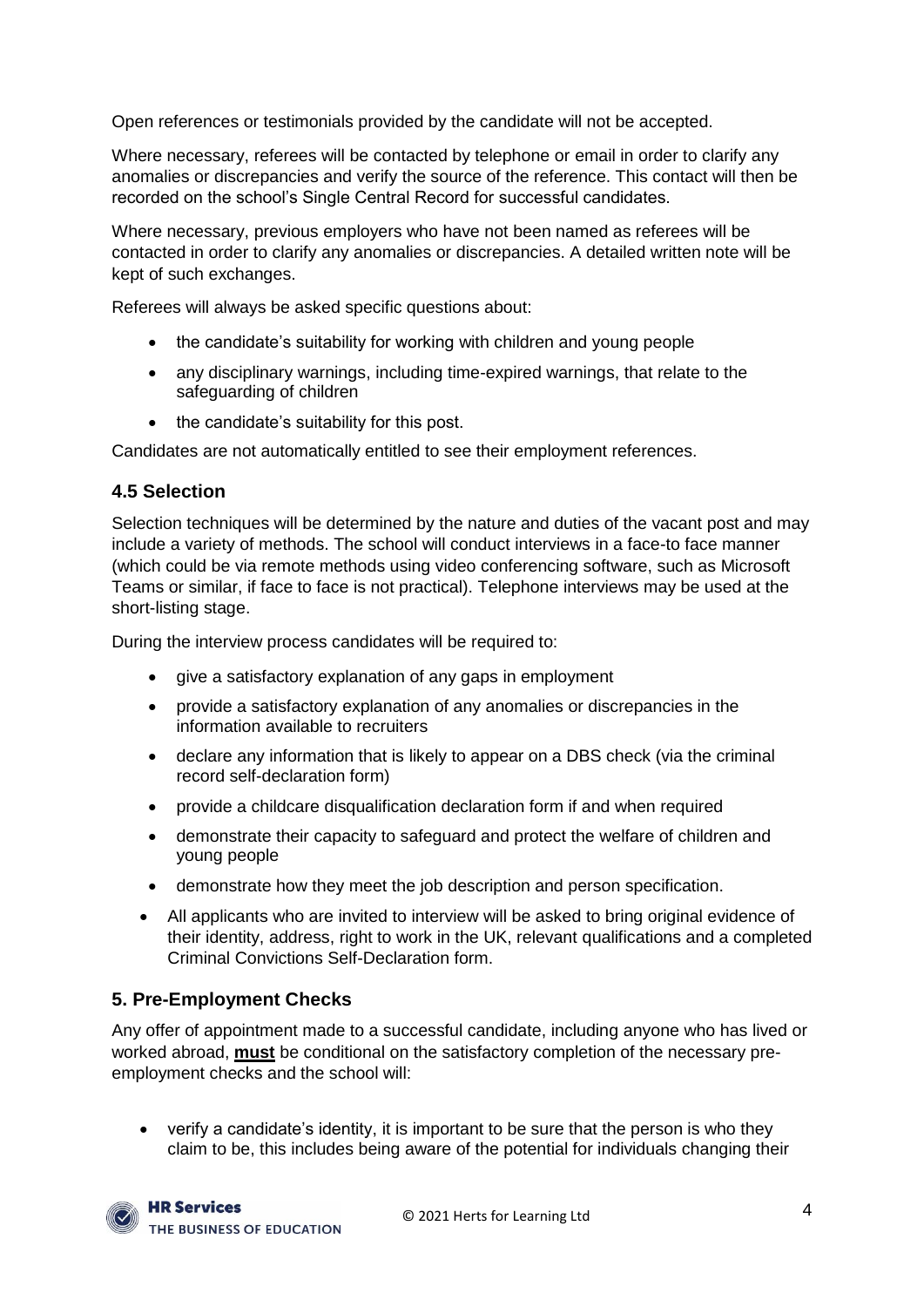Open references or testimonials provided by the candidate will not be accepted.

Where necessary, referees will be contacted by telephone or email in order to clarify any anomalies or discrepancies and verify the source of the reference. This contact will then be recorded on the school's Single Central Record for successful candidates.

Where necessary, previous employers who have not been named as referees will be contacted in order to clarify any anomalies or discrepancies. A detailed written note will be kept of such exchanges.

Referees will always be asked specific questions about:

- the candidate's suitability for working with children and young people
- any disciplinary warnings, including time-expired warnings, that relate to the safeguarding of children
- the candidate's suitability for this post.

Candidates are not automatically entitled to see their employment references.

### 4.5 Selection

Selection techniques will be determined by the nature and duties of the vacant post and may include a variety of methods. The school will conduct interviews in a face-to face manner (which could be via remote methods using video conferencing software, such as Microsoft Teams or similar, if face to face is not practical). Telephone interviews may be used at the short-listing stage.

During the interview process candidates will be required to:

- give a satisfactory explanation of any gaps in employment
- provide a satisfactory explanation of any anomalies or discrepancies in the information available to recruiters
- declare any information that is likely to appear on a DBS check (via the criminal record self-declaration form)
- provide a childcare disqualification declaration form if and when required
- demonstrate their capacity to safeguard and protect the welfare of children and young people
- demonstrate how they meet the job description and person specification.

- All applicants who are invited to interview will be asked to bring original evidence of their identity, address, right to work in the UK, relevant qualifications and a completed Criminal Convictions Self-Declaration form.

## 5. Pre-Employment Checks

Any offer of appointment made to a successful candidate, including anyone who has lived or worked abroad, **must** be conditional on the satisfactory completion of the necessary pre-employment checks and the school will:

- verify a candidate's identity, it is important to be sure that the person is who they claim to be, this includes being aware of the potential for individuals changing their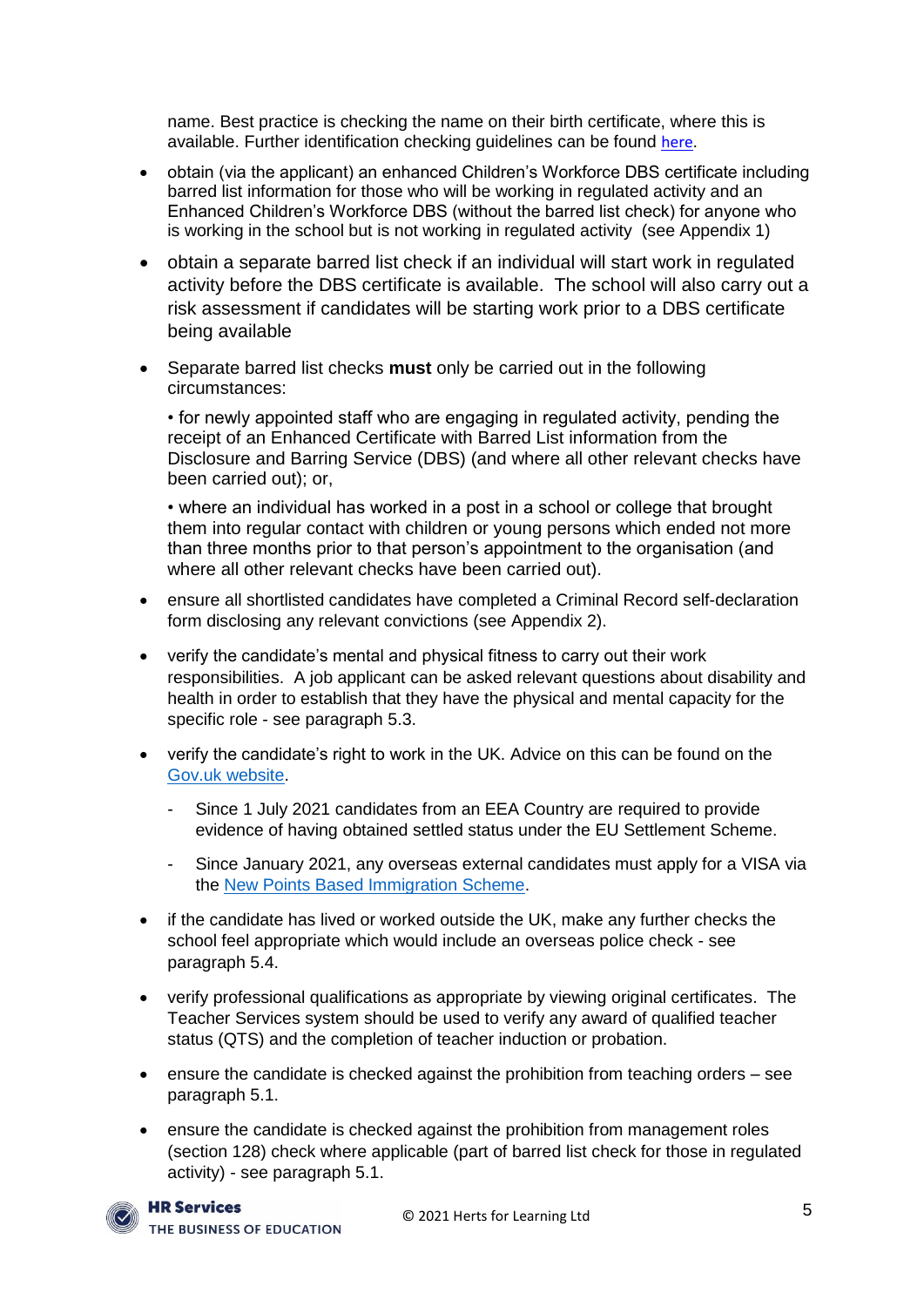name. Best practice is checking the name on their birth certificate, where this is available. Further identification checking guidelines can be found here.

- obtain (via the applicant) an enhanced Children's Workforce DBS certificate including barred list information for those who will be working in regulated activity and an Enhanced Children's Workforce DBS (without the barred list check) for anyone who is working in the school but is not working in regulated activity (see Appendix 1)
- obtain a separate barred list check if an individual will start work in regulated activity before the DBS certificate is available. The school will also carry out a risk assessment if candidates will be starting work prior to a DBS certificate being available
- Separate barred list checks **must** only be carried out in the following circumstances:

  • for newly appointed staff who are engaging in regulated activity, pending the receipt of an Enhanced Certificate with Barred List information from the Disclosure and Barring Service (DBS) (and where all other relevant checks have been carried out); or,

  • where an individual has worked in a post in a school or college that brought them into regular contact with children or young persons which ended not more than three months prior to that person's appointment to the organisation (and where all other relevant checks have been carried out).
- ensure all shortlisted candidates have completed a Criminal Record self-declaration form disclosing any relevant convictions (see Appendix 2).
- verify the candidate's mental and physical fitness to carry out their work responsibilities. A job applicant can be asked relevant questions about disability and health in order to establish that they have the physical and mental capacity for the specific role - see paragraph 5.3.
- verify the candidate's right to work in the UK. Advice on this can be found on the Gov.uk website.
  - Since 1 July 2021 candidates from an EEA Country are required to provide evidence of having obtained settled status under the EU Settlement Scheme.
  - Since January 2021, any overseas external candidates must apply for a VISA via the New Points Based Immigration Scheme.
- if the candidate has lived or worked outside the UK, make any further checks the school feel appropriate which would include an overseas police check - see paragraph 5.4.
- verify professional qualifications as appropriate by viewing original certificates. The Teacher Services system should be used to verify any award of qualified teacher status (QTS) and the completion of teacher induction or probation.
- ensure the candidate is checked against the prohibition from teaching orders – see paragraph 5.1.
- ensure the candidate is checked against the prohibition from management roles (section 128) check where applicable (part of barred list check for those in regulated activity) - see paragraph 5.1.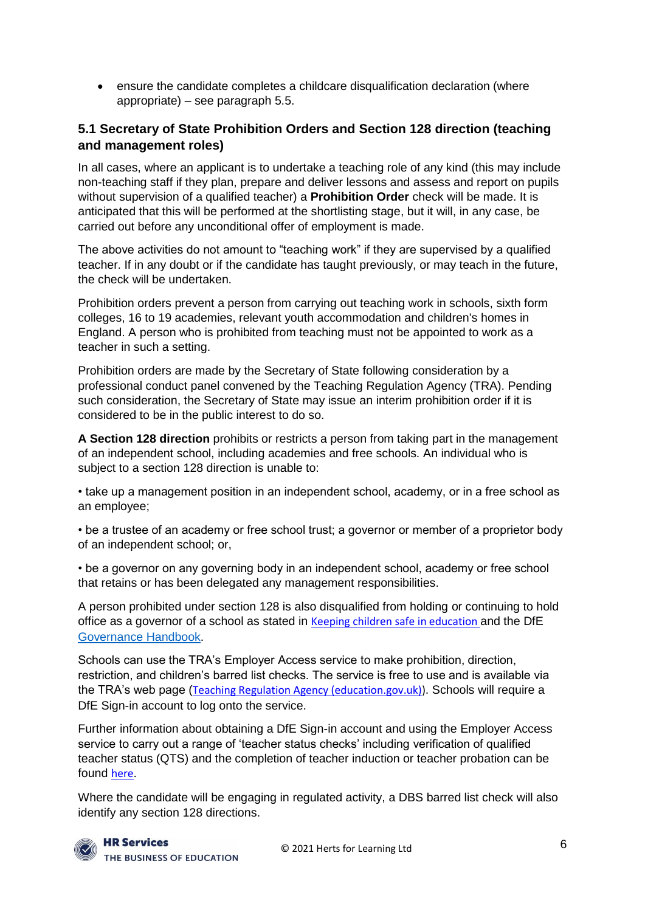- ensure the candidate completes a childcare disqualification declaration (where appropriate) – see paragraph 5.5.

### 5.1 Secretary of State Prohibition Orders and Section 128 direction (teaching and management roles)

In all cases, where an applicant is to undertake a teaching role of any kind (this may include non-teaching staff if they plan, prepare and deliver lessons and assess and report on pupils without supervision of a qualified teacher) a **Prohibition Order** check will be made. It is anticipated that this will be performed at the shortlisting stage, but it will, in any case, be carried out before any unconditional offer of employment is made.

The above activities do not amount to "teaching work" if they are supervised by a qualified teacher. If in any doubt or if the candidate has taught previously, or may teach in the future, the check will be undertaken.

Prohibition orders prevent a person from carrying out teaching work in schools, sixth form colleges, 16 to 19 academies, relevant youth accommodation and children's homes in England. A person who is prohibited from teaching must not be appointed to work as a teacher in such a setting.

Prohibition orders are made by the Secretary of State following consideration by a professional conduct panel convened by the Teaching Regulation Agency (TRA). Pending such consideration, the Secretary of State may issue an interim prohibition order if it is considered to be in the public interest to do so.

**A Section 128 direction** prohibits or restricts a person from taking part in the management of an independent school, including academies and free schools. An individual who is subject to a section 128 direction is unable to:

• take up a management position in an independent school, academy, or in a free school as an employee;

• be a trustee of an academy or free school trust; a governor or member of a proprietor body of an independent school; or,

• be a governor on any governing body in an independent school, academy or free school that retains or has been delegated any management responsibilities.

A person prohibited under section 128 is also disqualified from holding or continuing to hold office as a governor of a school as stated in Keeping children safe in education and the DfE Governance Handbook.

Schools can use the TRA's Employer Access service to make prohibition, direction, restriction, and children's barred list checks. The service is free to use and is available via the TRA's web page (Teaching Regulation Agency (education.gov.uk)). Schools will require a DfE Sign-in account to log onto the service.

Further information about obtaining a DfE Sign-in account and using the Employer Access service to carry out a range of 'teacher status checks' including verification of qualified teacher status (QTS) and the completion of teacher induction or teacher probation can be found here.

Where the candidate will be engaging in regulated activity, a DBS barred list check will also identify any section 128 directions.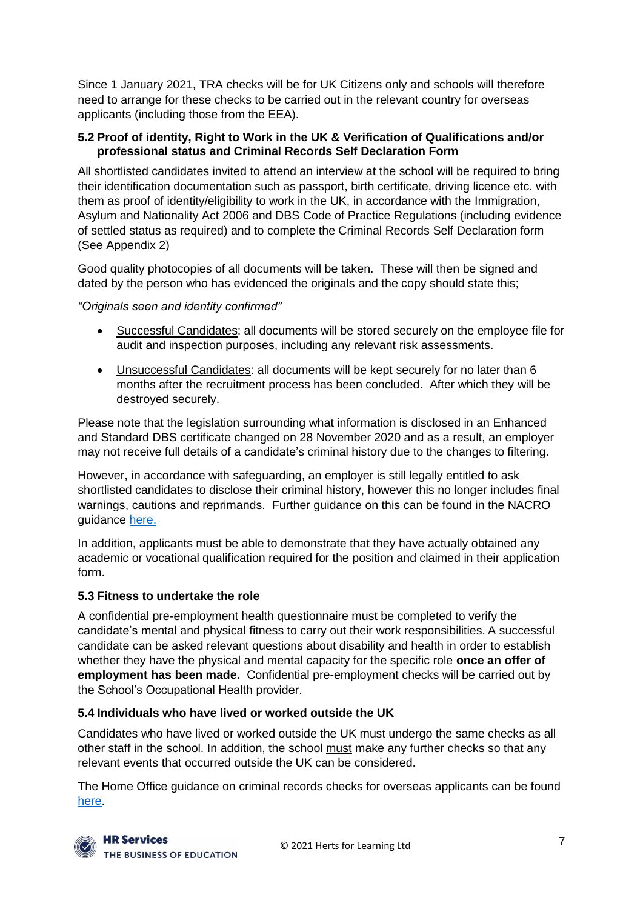Since 1 January 2021, TRA checks will be for UK Citizens only and schools will therefore need to arrange for these checks to be carried out in the relevant country for overseas applicants (including those from the EEA).

### 5.2 Proof of identity, Right to Work in the UK & Verification of Qualifications and/or professional status and Criminal Records Self Declaration Form

All shortlisted candidates invited to attend an interview at the school will be required to bring their identification documentation such as passport, birth certificate, driving licence etc. with them as proof of identity/eligibility to work in the UK, in accordance with the Immigration, Asylum and Nationality Act 2006 and DBS Code of Practice Regulations (including evidence of settled status as required) and to complete the Criminal Records Self Declaration form (See Appendix 2)

Good quality photocopies of all documents will be taken. These will then be signed and dated by the person who has evidenced the originals and the copy should state this;

*"Originals seen and identity confirmed"*

- Successful Candidates: all documents will be stored securely on the employee file for audit and inspection purposes, including any relevant risk assessments.
- Unsuccessful Candidates: all documents will be kept securely for no later than 6 months after the recruitment process has been concluded. After which they will be destroyed securely.

Please note that the legislation surrounding what information is disclosed in an Enhanced and Standard DBS certificate changed on 28 November 2020 and as a result, an employer may not receive full details of a candidate's criminal history due to the changes to filtering.

However, in accordance with safeguarding, an employer is still legally entitled to ask shortlisted candidates to disclose their criminal history, however this no longer includes final warnings, cautions and reprimands. Further guidance on this can be found in the NACRO guidance here.

In addition, applicants must be able to demonstrate that they have actually obtained any academic or vocational qualification required for the position and claimed in their application form.

### 5.3 Fitness to undertake the role

A confidential pre-employment health questionnaire must be completed to verify the candidate's mental and physical fitness to carry out their work responsibilities. A successful candidate can be asked relevant questions about disability and health in order to establish whether they have the physical and mental capacity for the specific role **once an offer of employment has been made.** Confidential pre-employment checks will be carried out by the School's Occupational Health provider.

### 5.4 Individuals who have lived or worked outside the UK

Candidates who have lived or worked outside the UK must undergo the same checks as all other staff in the school. In addition, the school must make any further checks so that any relevant events that occurred outside the UK can be considered.

The Home Office guidance on criminal records checks for overseas applicants can be found here.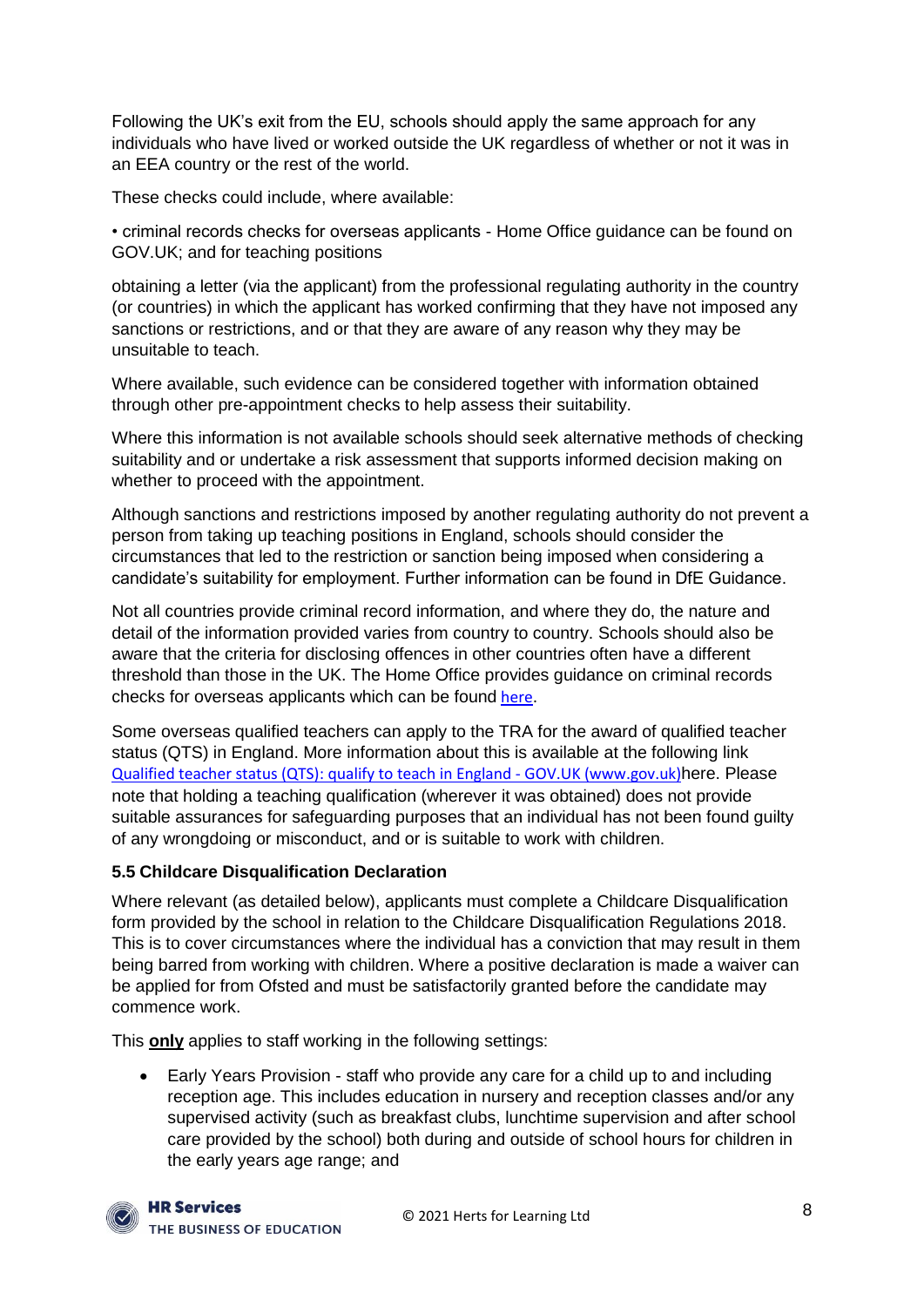Following the UK's exit from the EU, schools should apply the same approach for any individuals who have lived or worked outside the UK regardless of whether or not it was in an EEA country or the rest of the world.

These checks could include, where available:

• criminal records checks for overseas applicants - Home Office guidance can be found on GOV.UK; and for teaching positions

obtaining a letter (via the applicant) from the professional regulating authority in the country (or countries) in which the applicant has worked confirming that they have not imposed any sanctions or restrictions, and or that they are aware of any reason why they may be unsuitable to teach.

Where available, such evidence can be considered together with information obtained through other pre-appointment checks to help assess their suitability.

Where this information is not available schools should seek alternative methods of checking suitability and or undertake a risk assessment that supports informed decision making on whether to proceed with the appointment.

Although sanctions and restrictions imposed by another regulating authority do not prevent a person from taking up teaching positions in England, schools should consider the circumstances that led to the restriction or sanction being imposed when considering a candidate's suitability for employment. Further information can be found in DfE Guidance.

Not all countries provide criminal record information, and where they do, the nature and detail of the information provided varies from country to country. Schools should also be aware that the criteria for disclosing offences in other countries often have a different threshold than those in the UK. The Home Office provides guidance on criminal records checks for overseas applicants which can be found here.

Some overseas qualified teachers can apply to the TRA for the award of qualified teacher status (QTS) in England. More information about this is available at the following link Qualified teacher status (QTS): qualify to teach in England - GOV.UK (www.gov.uk)here. Please note that holding a teaching qualification (wherever it was obtained) does not provide suitable assurances for safeguarding purposes that an individual has not been found guilty of any wrongdoing or misconduct, and or is suitable to work with children.

### 5.5 Childcare Disqualification Declaration

Where relevant (as detailed below), applicants must complete a Childcare Disqualification form provided by the school in relation to the Childcare Disqualification Regulations 2018. This is to cover circumstances where the individual has a conviction that may result in them being barred from working with children. Where a positive declaration is made a waiver can be applied for from Ofsted and must be satisfactorily granted before the candidate may commence work.

This **only** applies to staff working in the following settings:

- Early Years Provision - staff who provide any care for a child up to and including reception age. This includes education in nursery and reception classes and/or any supervised activity (such as breakfast clubs, lunchtime supervision and after school care provided by the school) both during and outside of school hours for children in the early years age range; and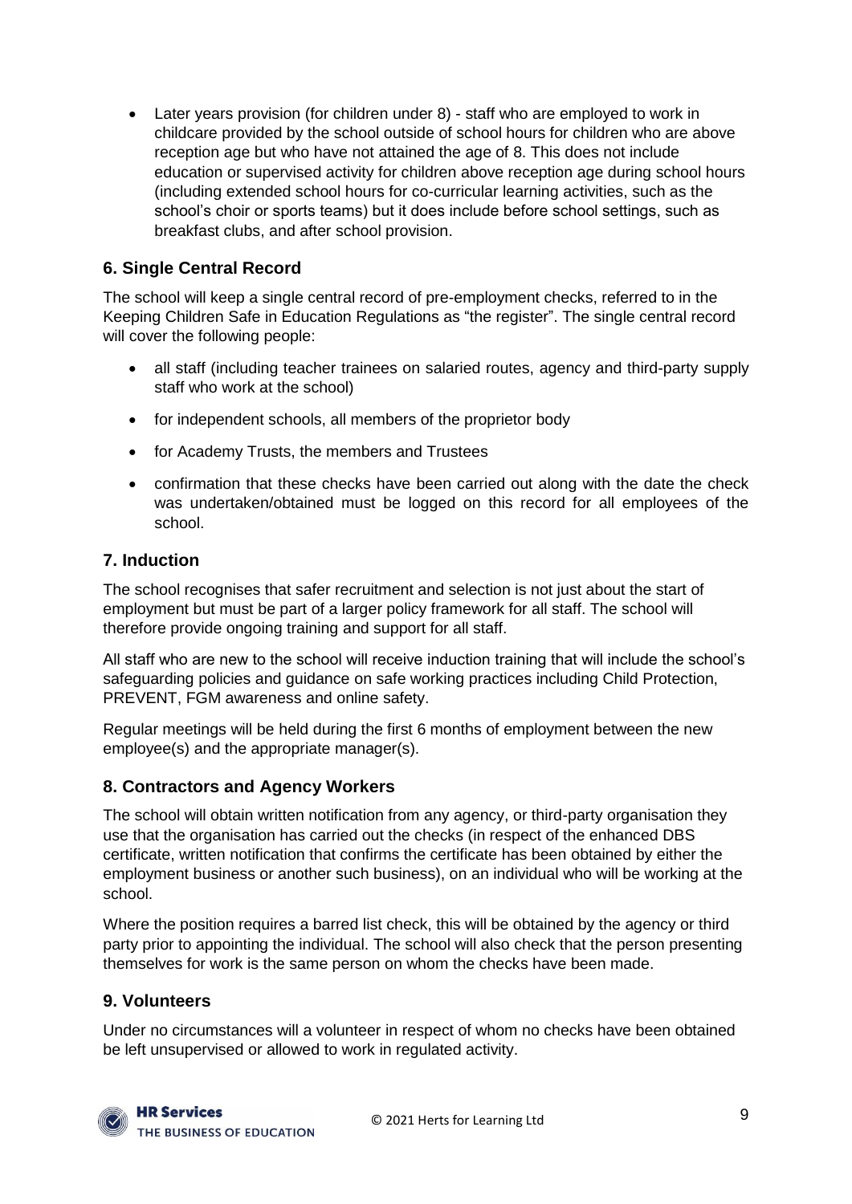- Later years provision (for children under 8) - staff who are employed to work in childcare provided by the school outside of school hours for children who are above reception age but who have not attained the age of 8. This does not include education or supervised activity for children above reception age during school hours (including extended school hours for co-curricular learning activities, such as the school's choir or sports teams) but it does include before school settings, such as breakfast clubs, and after school provision.

## 6. Single Central Record

The school will keep a single central record of pre-employment checks, referred to in the Keeping Children Safe in Education Regulations as "the register". The single central record will cover the following people:

- all staff (including teacher trainees on salaried routes, agency and third-party supply staff who work at the school)
- for independent schools, all members of the proprietor body
- for Academy Trusts, the members and Trustees
- confirmation that these checks have been carried out along with the date the check was undertaken/obtained must be logged on this record for all employees of the school.

## 7. Induction

The school recognises that safer recruitment and selection is not just about the start of employment but must be part of a larger policy framework for all staff. The school will therefore provide ongoing training and support for all staff.

All staff who are new to the school will receive induction training that will include the school's safeguarding policies and guidance on safe working practices including Child Protection, PREVENT, FGM awareness and online safety.

Regular meetings will be held during the first 6 months of employment between the new employee(s) and the appropriate manager(s).

## 8. Contractors and Agency Workers

The school will obtain written notification from any agency, or third-party organisation they use that the organisation has carried out the checks (in respect of the enhanced DBS certificate, written notification that confirms the certificate has been obtained by either the employment business or another such business), on an individual who will be working at the school.

Where the position requires a barred list check, this will be obtained by the agency or third party prior to appointing the individual. The school will also check that the person presenting themselves for work is the same person on whom the checks have been made.

## 9. Volunteers

Under no circumstances will a volunteer in respect of whom no checks have been obtained be left unsupervised or allowed to work in regulated activity.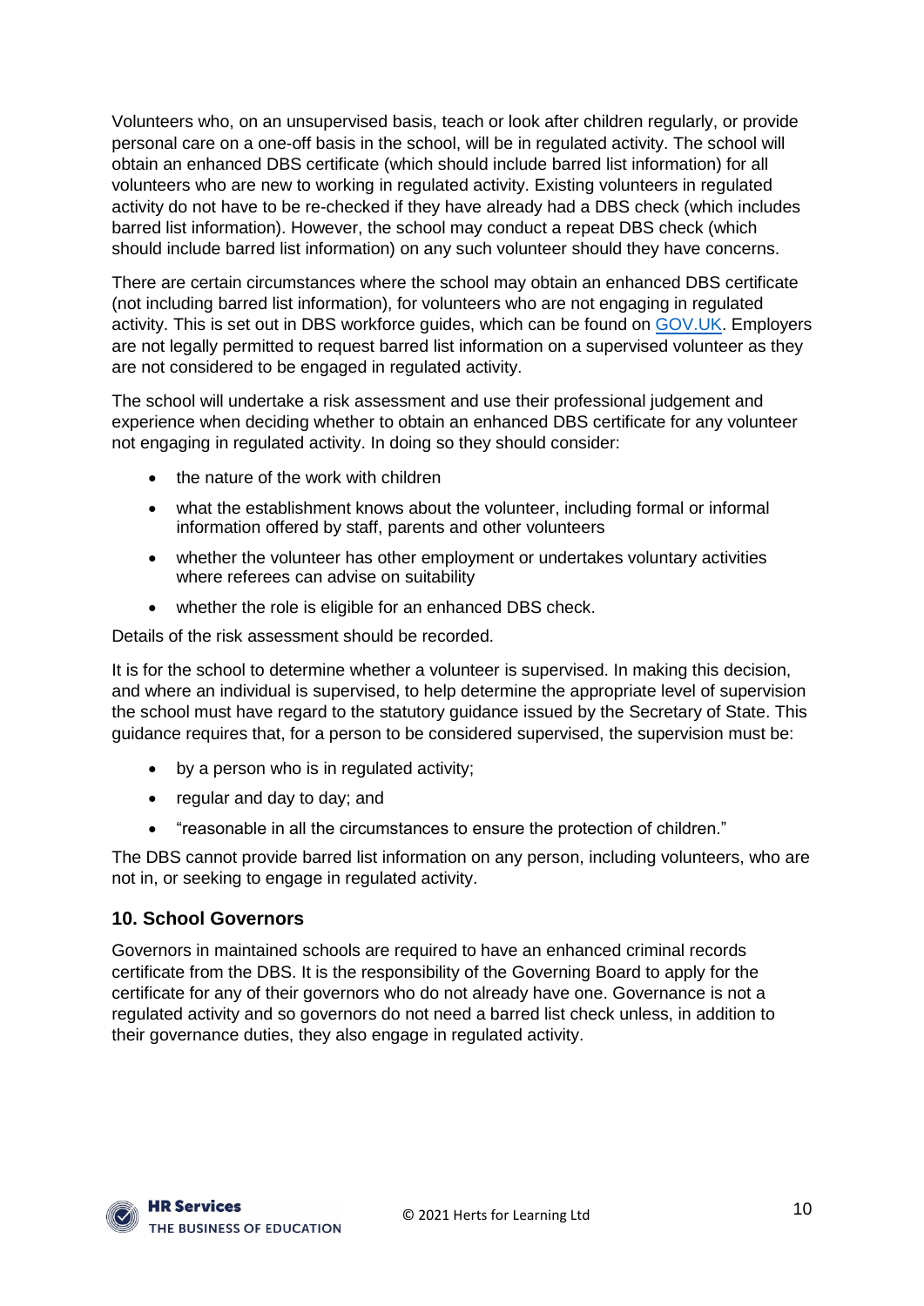Volunteers who, on an unsupervised basis, teach or look after children regularly, or provide personal care on a one-off basis in the school, will be in regulated activity. The school will obtain an enhanced DBS certificate (which should include barred list information) for all volunteers who are new to working in regulated activity. Existing volunteers in regulated activity do not have to be re-checked if they have already had a DBS check (which includes barred list information). However, the school may conduct a repeat DBS check (which should include barred list information) on any such volunteer should they have concerns.

There are certain circumstances where the school may obtain an enhanced DBS certificate (not including barred list information), for volunteers who are not engaging in regulated activity. This is set out in DBS workforce guides, which can be found on GOV.UK. Employers are not legally permitted to request barred list information on a supervised volunteer as they are not considered to be engaged in regulated activity.

The school will undertake a risk assessment and use their professional judgement and experience when deciding whether to obtain an enhanced DBS certificate for any volunteer not engaging in regulated activity. In doing so they should consider:

- the nature of the work with children
- what the establishment knows about the volunteer, including formal or informal information offered by staff, parents and other volunteers
- whether the volunteer has other employment or undertakes voluntary activities where referees can advise on suitability
- whether the role is eligible for an enhanced DBS check.

Details of the risk assessment should be recorded.

It is for the school to determine whether a volunteer is supervised. In making this decision, and where an individual is supervised, to help determine the appropriate level of supervision the school must have regard to the statutory guidance issued by the Secretary of State. This guidance requires that, for a person to be considered supervised, the supervision must be:

- by a person who is in regulated activity;
- regular and day to day; and
- "reasonable in all the circumstances to ensure the protection of children."

The DBS cannot provide barred list information on any person, including volunteers, who are not in, or seeking to engage in regulated activity.

### 10. School Governors

Governors in maintained schools are required to have an enhanced criminal records certificate from the DBS. It is the responsibility of the Governing Board to apply for the certificate for any of their governors who do not already have one. Governance is not a regulated activity and so governors do not need a barred list check unless, in addition to their governance duties, they also engage in regulated activity.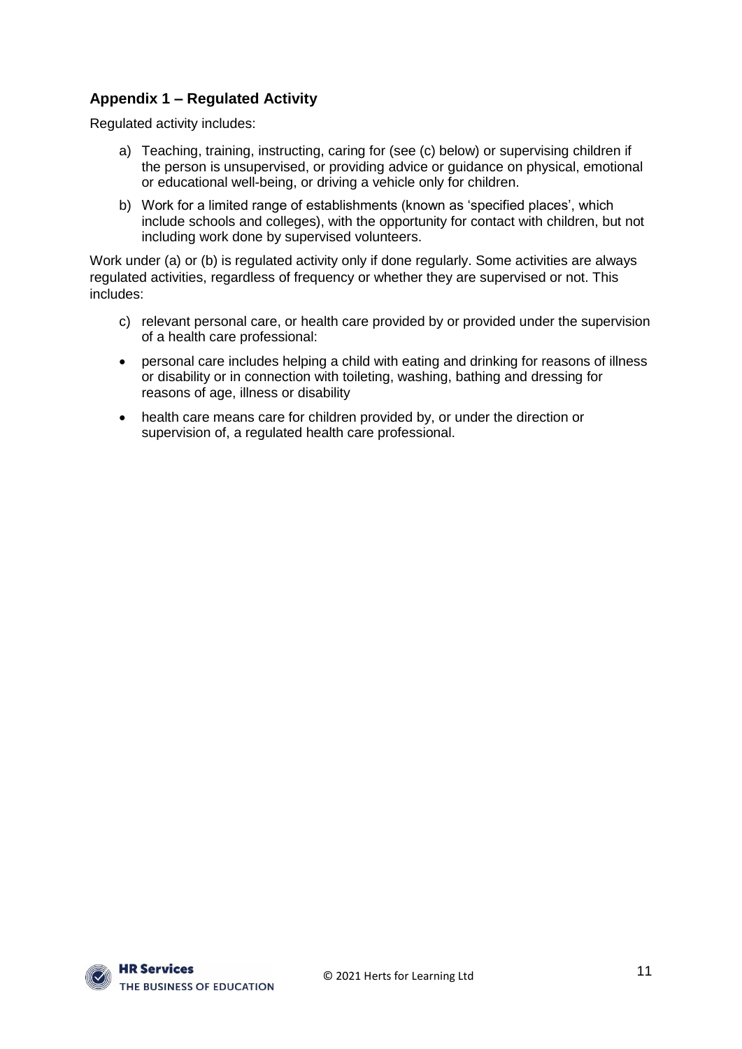## Appendix 1 – Regulated Activity

Regulated activity includes:

a) Teaching, training, instructing, caring for (see (c) below) or supervising children if the person is unsupervised, or providing advice or guidance on physical, emotional or educational well-being, or driving a vehicle only for children.

b) Work for a limited range of establishments (known as 'specified places', which include schools and colleges), with the opportunity for contact with children, but not including work done by supervised volunteers.

Work under (a) or (b) is regulated activity only if done regularly. Some activities are always regulated activities, regardless of frequency or whether they are supervised or not. This includes:

c) relevant personal care, or health care provided by or provided under the supervision of a health care professional:

- personal care includes helping a child with eating and drinking for reasons of illness or disability or in connection with toileting, washing, bathing and dressing for reasons of age, illness or disability
- health care means care for children provided by, or under the direction or supervision of, a regulated health care professional.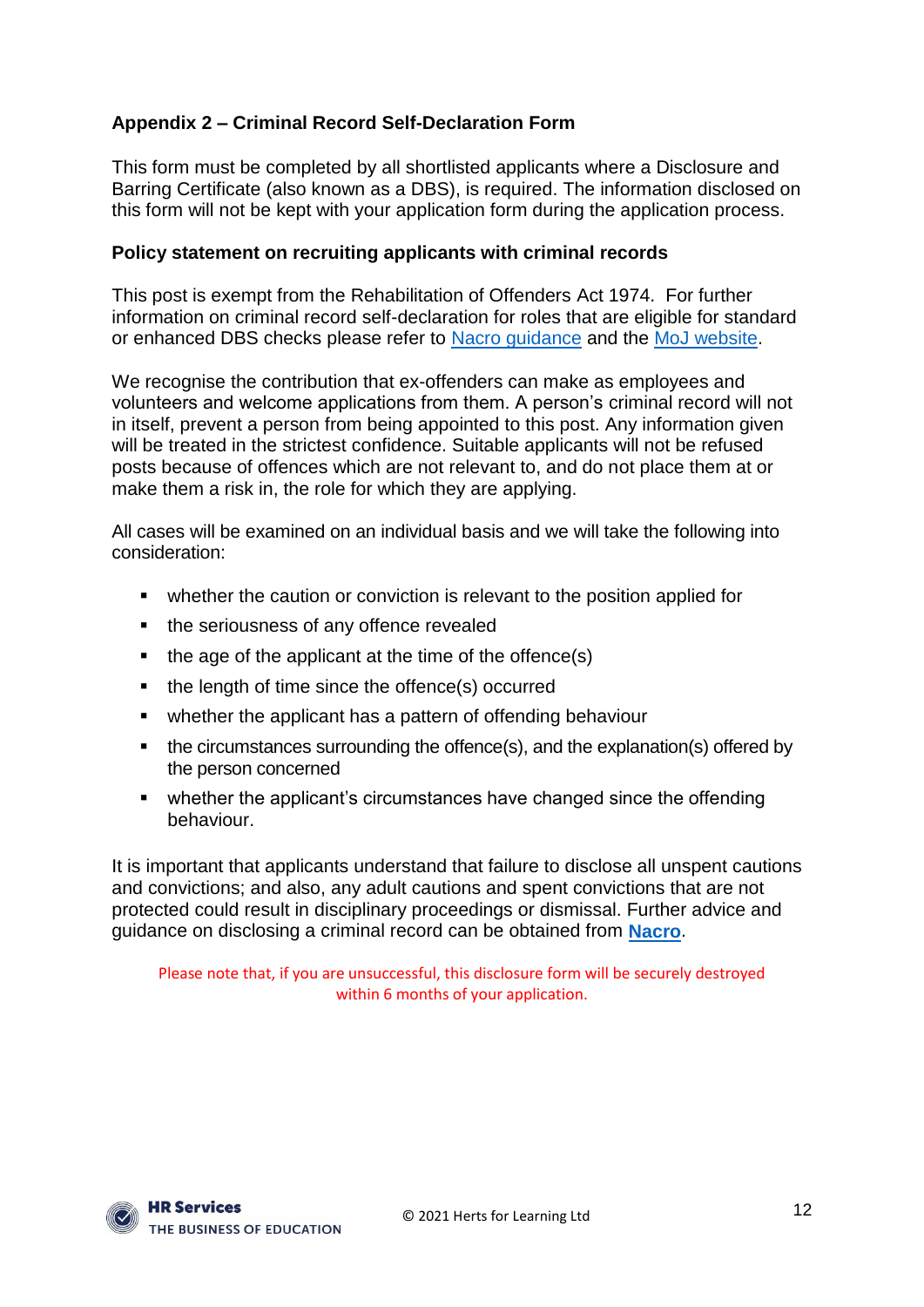## Appendix 2 – Criminal Record Self-Declaration Form

This form must be completed by all shortlisted applicants where a Disclosure and Barring Certificate (also known as a DBS), is required. The information disclosed on this form will not be kept with your application form during the application process.

### Policy statement on recruiting applicants with criminal records

This post is exempt from the Rehabilitation of Offenders Act 1974. For further information on criminal record self-declaration for roles that are eligible for standard or enhanced DBS checks please refer to Nacro guidance and the MoJ website.

We recognise the contribution that ex-offenders can make as employees and volunteers and welcome applications from them. A person's criminal record will not in itself, prevent a person from being appointed to this post. Any information given will be treated in the strictest confidence. Suitable applicants will not be refused posts because of offences which are not relevant to, and do not place them at or make them a risk in, the role for which they are applying.

All cases will be examined on an individual basis and we will take the following into consideration:

- whether the caution or conviction is relevant to the position applied for
- the seriousness of any offence revealed
- the age of the applicant at the time of the offence(s)
- the length of time since the offence(s) occurred
- whether the applicant has a pattern of offending behaviour
- the circumstances surrounding the offence(s), and the explanation(s) offered by the person concerned
- whether the applicant's circumstances have changed since the offending behaviour.

It is important that applicants understand that failure to disclose all unspent cautions and convictions; and also, any adult cautions and spent convictions that are not protected could result in disciplinary proceedings or dismissal. Further advice and guidance on disclosing a criminal record can be obtained from **Nacro**.

Please note that, if you are unsuccessful, this disclosure form will be securely destroyed within 6 months of your application.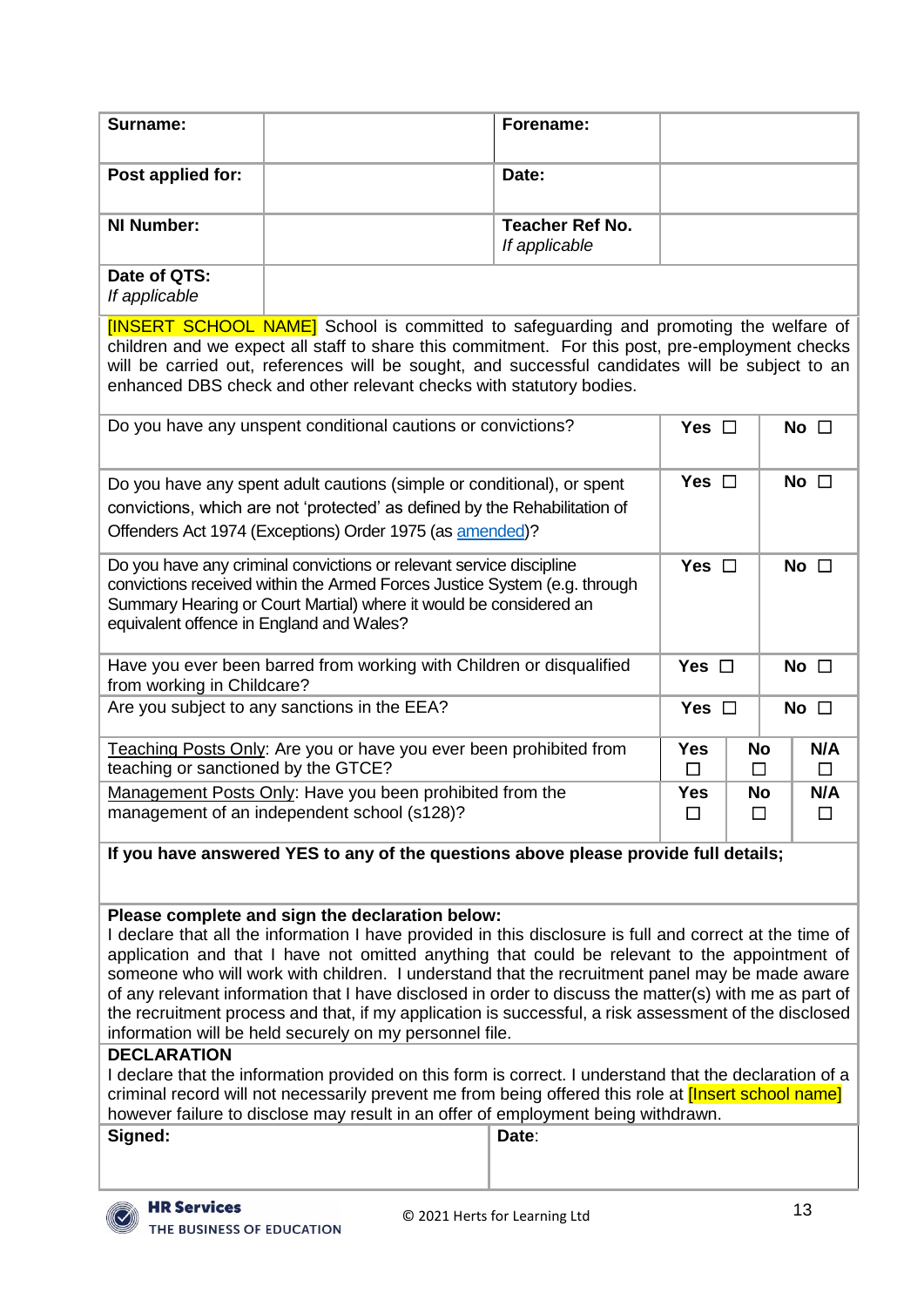| **Surname:** | | **Forename:** | |
|---|---|---|---|
| **Post applied for:** | | **Date:** | |
| **NI Number:** | | **Teacher Ref No.** *If applicable* | |
| **Date of QTS:** *If applicable* | | | |

[INSERT SCHOOL NAME] School is committed to safeguarding and promoting the welfare of children and we expect all staff to share this commitment. For this post, pre-employment checks will be carried out, references will be sought, and successful candidates will be subject to an enhanced DBS check and other relevant checks with statutory bodies.

| Question | | | |
|---|---|---|---|
| Do you have any unspent conditional cautions or convictions? | **Yes** ☐ | **No** ☐ | |
| Do you have any spent adult cautions (simple or conditional), or spent convictions, which are not 'protected' as defined by the Rehabilitation of Offenders Act 1974 (Exceptions) Order 1975 (as amended)? | **Yes** ☐ | **No** ☐ | |
| Do you have any criminal convictions or relevant service discipline convictions received within the Armed Forces Justice System (e.g. through Summary Hearing or Court Martial) where it would be considered an equivalent offence in England and Wales? | **Yes** ☐ | **No** ☐ | |
| Have you ever been barred from working with Children or disqualified from working in Childcare? | **Yes** ☐ | **No** ☐ | |
| Are you subject to any sanctions in the EEA? | **Yes** ☐ | **No** ☐ | |
| Teaching Posts Only: Are you or have you ever been prohibited from teaching or sanctioned by the GTCE? | **Yes** ☐ | **No** ☐ | **N/A** ☐ |
| Management Posts Only: Have you been prohibited from the management of an independent school (s128)? | **Yes** ☐ | **No** ☐ | **N/A** ☐ |

**If you have answered YES to any of the questions above please provide full details;**

**Please complete and sign the declaration below:**

I declare that all the information I have provided in this disclosure is full and correct at the time of application and that I have not omitted anything that could be relevant to the appointment of someone who will work with children. I understand that the recruitment panel may be made aware of any relevant information that I have disclosed in order to discuss the matter(s) with me as part of the recruitment process and that, if my application is successful, a risk assessment of the disclosed information will be held securely on my personnel file.

**DECLARATION**

I declare that the information provided on this form is correct. I understand that the declaration of a criminal record will not necessarily prevent me from being offered this role at [Insert school name] however failure to disclose may result in an offer of employment being withdrawn.

| **Signed:** | **Date:** |
|---|---|
| | |

HR Services THE BUSINESS OF EDUCATION © 2021 Herts for Learning Ltd